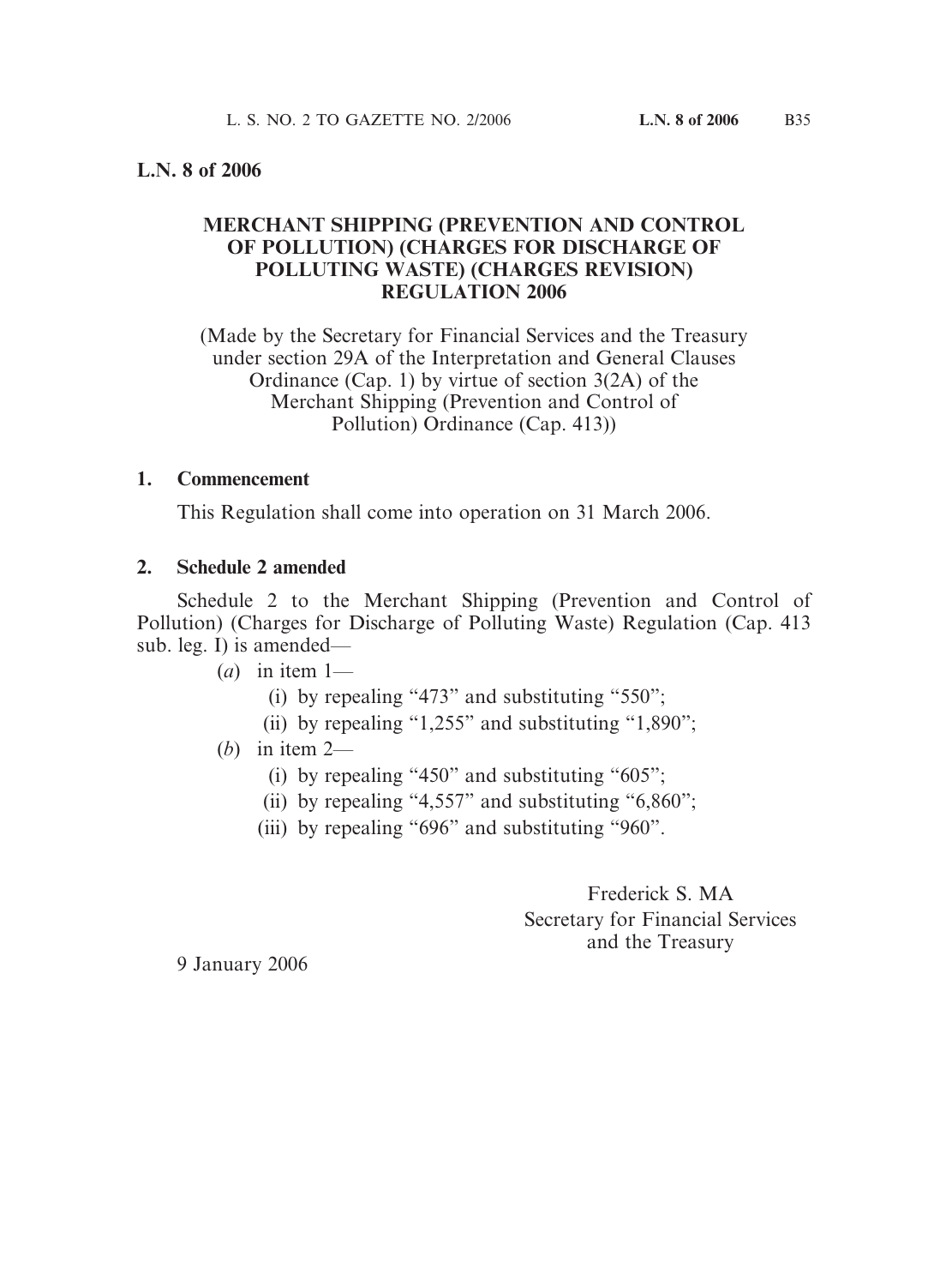**L.N. 8 of 2006**

## MERCHANT SHIPPING (PREVENTION AND CONTROL OF POLLUTION) (CHARGES FOR DISCHARGE OF POLLUTING WASTE) (CHARGES REVISION) REGULATION 2006

(Made by the Secretary for Financial Services and the Treasury under section 29A of the Interpretation and General Clauses Ordinance (Cap. 1) by virtue of section 3(2A) of the Merchant Shipping (Prevention and Control of Pollution) Ordinance (Cap. 413))

### 1. Commencement

This Regulation shall come into operation on 31 March 2006.

### 2. Schedule 2 amended

Schedule 2 to the Merchant Shipping (Prevention and Control of Pollution) (Charges for Discharge of Polluting Waste) Regulation (Cap. 413 sub. leg. I) is amended—

(*a*) in item 1—

(i) by repealing "473" and substituting "550";

(ii) by repealing "1,255" and substituting "1,890";

(*b*) in item 2—

(i) by repealing "450" and substituting "605";

(ii) by repealing "4,557" and substituting "6,860";

(iii) by repealing "696" and substituting "960".

Frederick S. MA
Secretary for Financial Services and the Treasury

9 January 2006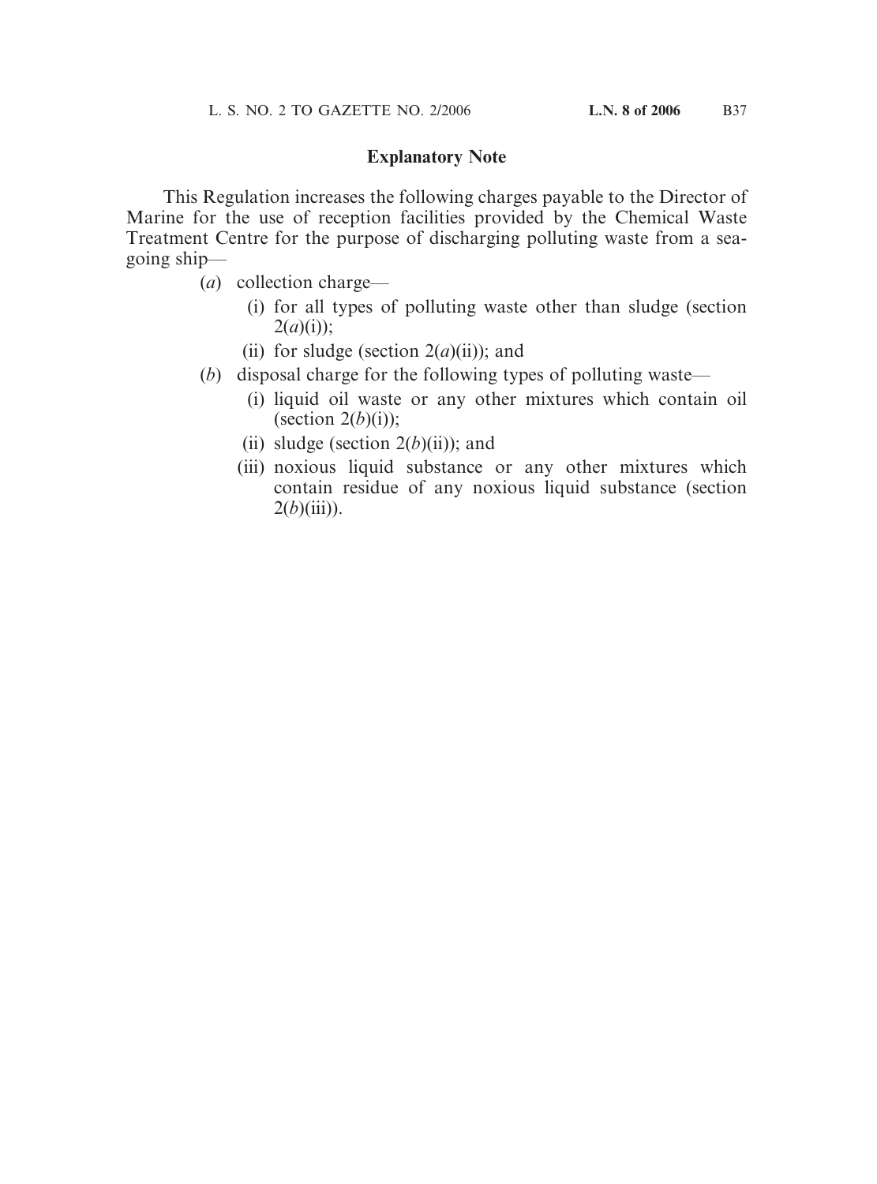## Explanatory Note

This Regulation increases the following charges payable to the Director of Marine for the use of reception facilities provided by the Chemical Waste Treatment Centre for the purpose of discharging polluting waste from a sea-going ship—

- (*a*) collection charge—
  - (i) for all types of polluting waste other than sludge (section 2(*a*)(i));
  - (ii) for sludge (section 2(*a*)(ii)); and
- (*b*) disposal charge for the following types of polluting waste—
  - (i) liquid oil waste or any other mixtures which contain oil (section 2(*b*)(i));
  - (ii) sludge (section 2(*b*)(ii)); and
  - (iii) noxious liquid substance or any other mixtures which contain residue of any noxious liquid substance (section 2(*b*)(iii)).